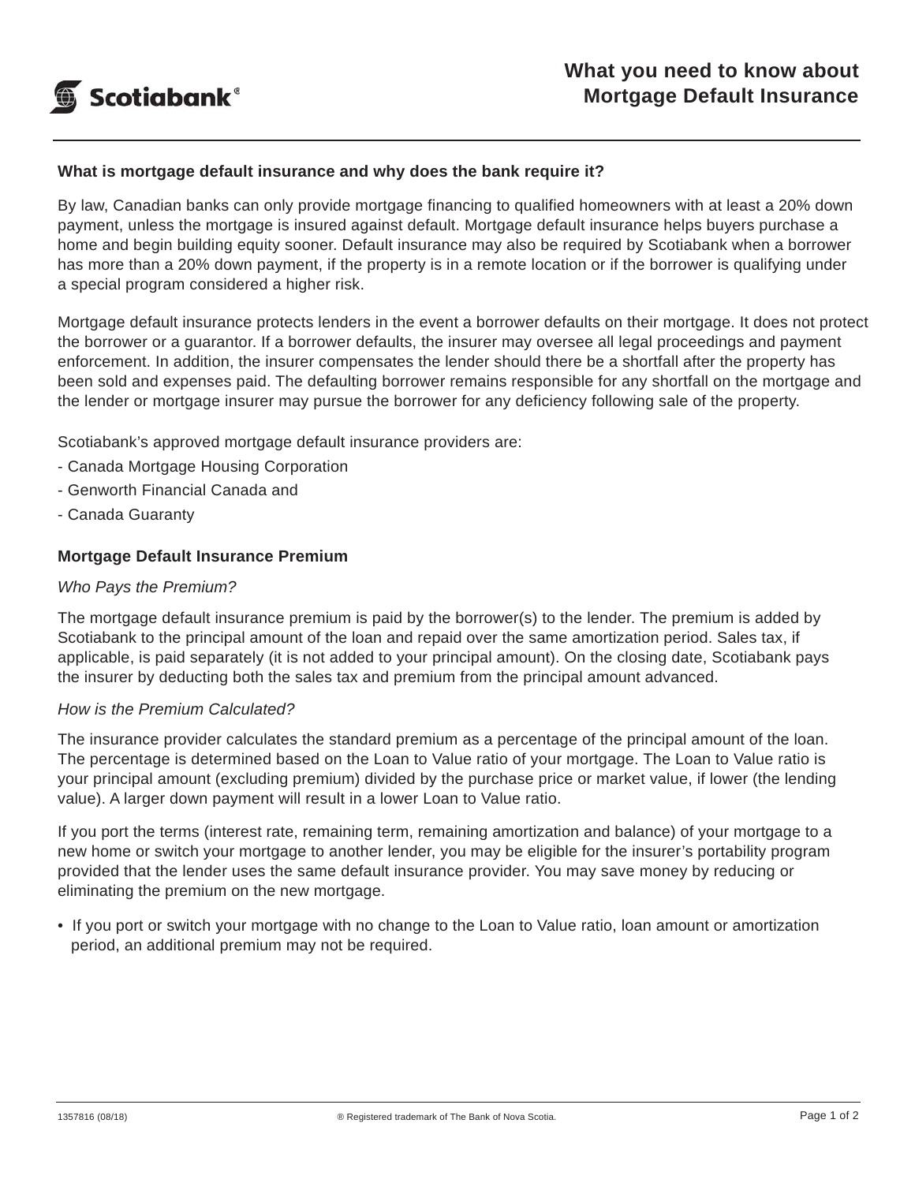# What you need to know about Mortgage Default Insurance

### What is mortgage default insurance and why does the bank require it?

By law, Canadian banks can only provide mortgage financing to qualified homeowners with at least a 20% down payment, unless the mortgage is insured against default. Mortgage default insurance helps buyers purchase a home and begin building equity sooner. Default insurance may also be required by Scotiabank when a borrower has more than a 20% down payment, if the property is in a remote location or if the borrower is qualifying under a special program considered a higher risk.

Mortgage default insurance protects lenders in the event a borrower defaults on their mortgage. It does not protect the borrower or a guarantor. If a borrower defaults, the insurer may oversee all legal proceedings and payment enforcement. In addition, the insurer compensates the lender should there be a shortfall after the property has been sold and expenses paid. The defaulting borrower remains responsible for any shortfall on the mortgage and the lender or mortgage insurer may pursue the borrower for any deficiency following sale of the property.

Scotiabank's approved mortgage default insurance providers are:

- Canada Mortgage Housing Corporation
- Genworth Financial Canada and
- Canada Guaranty

### Mortgage Default Insurance Premium

*Who Pays the Premium?*

The mortgage default insurance premium is paid by the borrower(s) to the lender. The premium is added by Scotiabank to the principal amount of the loan and repaid over the same amortization period. Sales tax, if applicable, is paid separately (it is not added to your principal amount). On the closing date, Scotiabank pays the insurer by deducting both the sales tax and premium from the principal amount advanced.

*How is the Premium Calculated?*

The insurance provider calculates the standard premium as a percentage of the principal amount of the loan. The percentage is determined based on the Loan to Value ratio of your mortgage. The Loan to Value ratio is your principal amount (excluding premium) divided by the purchase price or market value, if lower (the lending value). A larger down payment will result in a lower Loan to Value ratio.

If you port the terms (interest rate, remaining term, remaining amortization and balance) of your mortgage to a new home or switch your mortgage to another lender, you may be eligible for the insurer's portability program provided that the lender uses the same default insurance provider. You may save money by reducing or eliminating the premium on the new mortgage.

- If you port or switch your mortgage with no change to the Loan to Value ratio, loan amount or amortization period, an additional premium may not be required.

1357816 (08/18) ® Registered trademark of The Bank of Nova Scotia.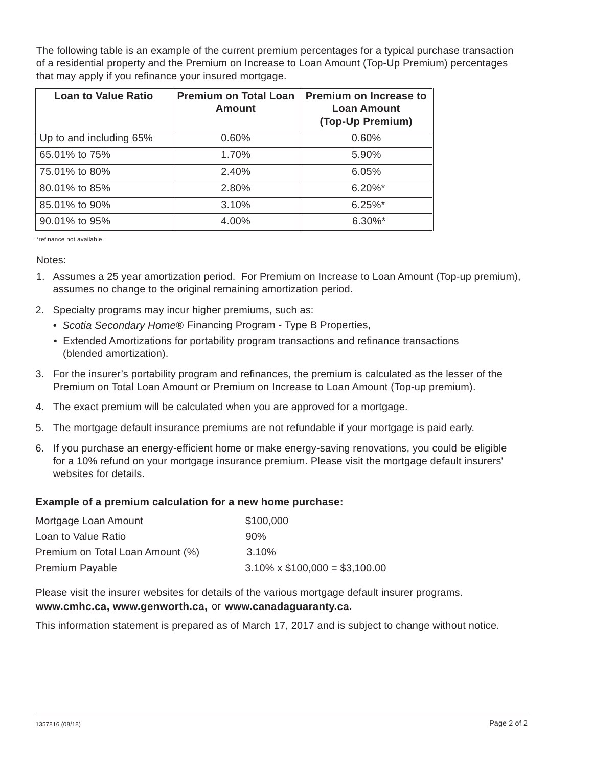The following table is an example of the current premium percentages for a typical purchase transaction of a residential property and the Premium on Increase to Loan Amount (Top-Up Premium) percentages that may apply if you refinance your insured mortgage.

| Loan to Value Ratio | Premium on Total Loan Amount | Premium on Increase to Loan Amount (Top-Up Premium) |
|---|---|---|
| Up to and including 65% | 0.60% | 0.60% |
| 65.01% to 75% | 1.70% | 5.90% |
| 75.01% to 80% | 2.40% | 6.05% |
| 80.01% to 85% | 2.80% | 6.20%* |
| 85.01% to 90% | 3.10% | 6.25%* |
| 90.01% to 95% | 4.00% | 6.30%* |

*refinance not available.

Notes:

1. Assumes a 25 year amortization period. For Premium on Increase to Loan Amount (Top-up premium), assumes no change to the original remaining amortization period.
2. Specialty programs may incur higher premiums, such as:
   - *Scotia Secondary Home®* Financing Program - Type B Properties,
   - Extended Amortizations for portability program transactions and refinance transactions (blended amortization).
3. For the insurer's portability program and refinances, the premium is calculated as the lesser of the Premium on Total Loan Amount or Premium on Increase to Loan Amount (Top-up premium).
4. The exact premium will be calculated when you are approved for a mortgage.
5. The mortgage default insurance premiums are not refundable if your mortgage is paid early.
6. If you purchase an energy-efficient home or make energy-saving renovations, you could be eligible for a 10% refund on your mortgage insurance premium. Please visit the mortgage default insurers' websites for details.

**Example of a premium calculation for a new home purchase:**

| | |
|---|---|
| Mortgage Loan Amount | $100,000 |
| Loan to Value Ratio | 90% |
| Premium on Total Loan Amount (%) | 3.10% |
| Premium Payable | 3.10% x $100,000 = $3,100.00 |

Please visit the insurer websites for details of the various mortgage default insurer programs. **www.cmhc.ca, www.genworth.ca,** or **www.canadaguaranty.ca.**

This information statement is prepared as of March 17, 2017 and is subject to change without notice.

1357816 (08/18)